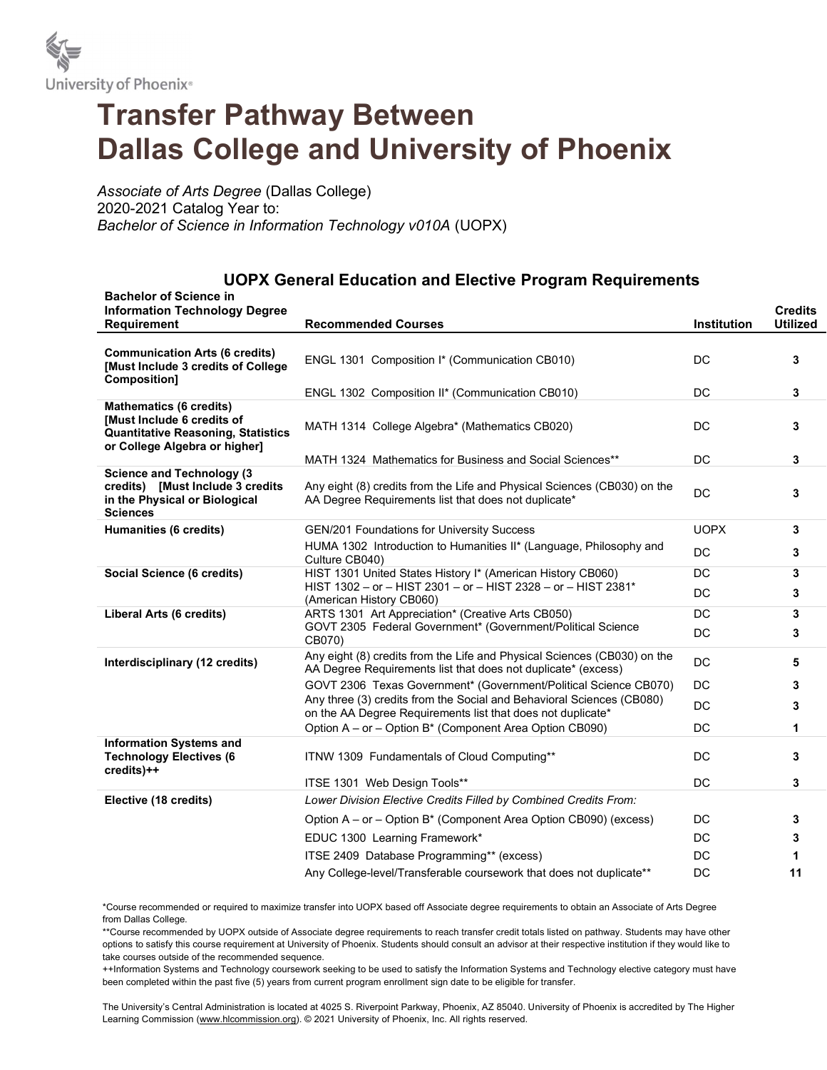University of Phoenix®

# Transfer Pathway Between Dallas College and University of Phoenix

*Associate of Arts Degree* (Dallas College)
2020-2021 Catalog Year to:
*Bachelor of Science in Information Technology v010A* (UOPX)

## UOPX General Education and Elective Program Requirements

| Bachelor of Science in Information Technology Degree Requirement | Recommended Courses | Institution | Credits Utilized |
|---|---|---|---|
| **Communication Arts (6 credits) [Must Include 3 credits of College Composition]** | ENGL 1301 Composition I* (Communication CB010) | DC | **3** |
| | ENGL 1302 Composition II* (Communication CB010) | DC | **3** |
| **Mathematics (6 credits) [Must Include 6 credits of Quantitative Reasoning, Statistics or College Algebra or higher]** | MATH 1314 College Algebra* (Mathematics CB020) | DC | **3** |
| | MATH 1324 Mathematics for Business and Social Sciences** | DC | **3** |
| **Science and Technology (3 credits) [Must Include 3 credits in the Physical or Biological Sciences** | Any eight (8) credits from the Life and Physical Sciences (CB030) on the AA Degree Requirements list that does not duplicate* | DC | **3** |
| **Humanities (6 credits)** | GEN/201 Foundations for University Success | UOPX | **3** |
| | HUMA 1302 Introduction to Humanities II* (Language, Philosophy and Culture CB040) | DC | **3** |
| **Social Science (6 credits)** | HIST 1301 United States History I* (American History CB060) | DC | **3** |
| | HIST 1302 – or – HIST 2301 – or – HIST 2328 – or – HIST 2381* (American History CB060) | DC | **3** |
| **Liberal Arts (6 credits)** | ARTS 1301 Art Appreciation* (Creative Arts CB050) | DC | **3** |
| | GOVT 2305 Federal Government* (Government/Political Science CB070) | DC | **3** |
| **Interdisciplinary (12 credits)** | Any eight (8) credits from the Life and Physical Sciences (CB030) on the AA Degree Requirements list that does not duplicate* (excess) | DC | **5** |
| | GOVT 2306 Texas Government* (Government/Political Science CB070) | DC | **3** |
| | Any three (3) credits from the Social and Behavioral Sciences (CB080) on the AA Degree Requirements list that does not duplicate* | DC | **3** |
| | Option A – or – Option B* (Component Area Option CB090) | DC | **1** |
| **Information Systems and Technology Electives (6 credits)++** | ITNW 1309 Fundamentals of Cloud Computing** | DC | **3** |
| | ITSE 1301 Web Design Tools** | DC | **3** |
| **Elective (18 credits)** | *Lower Division Elective Credits Filled by Combined Credits From:* | | |
| | Option A – or – Option B* (Component Area Option CB090) (excess) | DC | **3** |
| | EDUC 1300 Learning Framework* | DC | **3** |
| | ITSE 2409 Database Programming** (excess) | DC | **1** |
| | Any College-level/Transferable coursework that does not duplicate** | DC | **11** |

*Course recommended or required to maximize transfer into UOPX based off Associate degree requirements to obtain an Associate of Arts Degree from Dallas College.

**Course recommended by UOPX outside of Associate degree requirements to reach transfer credit totals listed on pathway. Students may have other options to satisfy this course requirement at University of Phoenix. Students should consult an advisor at their respective institution if they would like to take courses outside of the recommended sequence.

++Information Systems and Technology coursework seeking to be used to satisfy the Information Systems and Technology elective category must have been completed within the past five (5) years from current program enrollment sign date to be eligible for transfer.

The University's Central Administration is located at 4025 S. Riverpoint Parkway, Phoenix, AZ 85040. University of Phoenix is accredited by The Higher Learning Commission (www.hlcommission.org). © 2021 University of Phoenix, Inc. All rights reserved.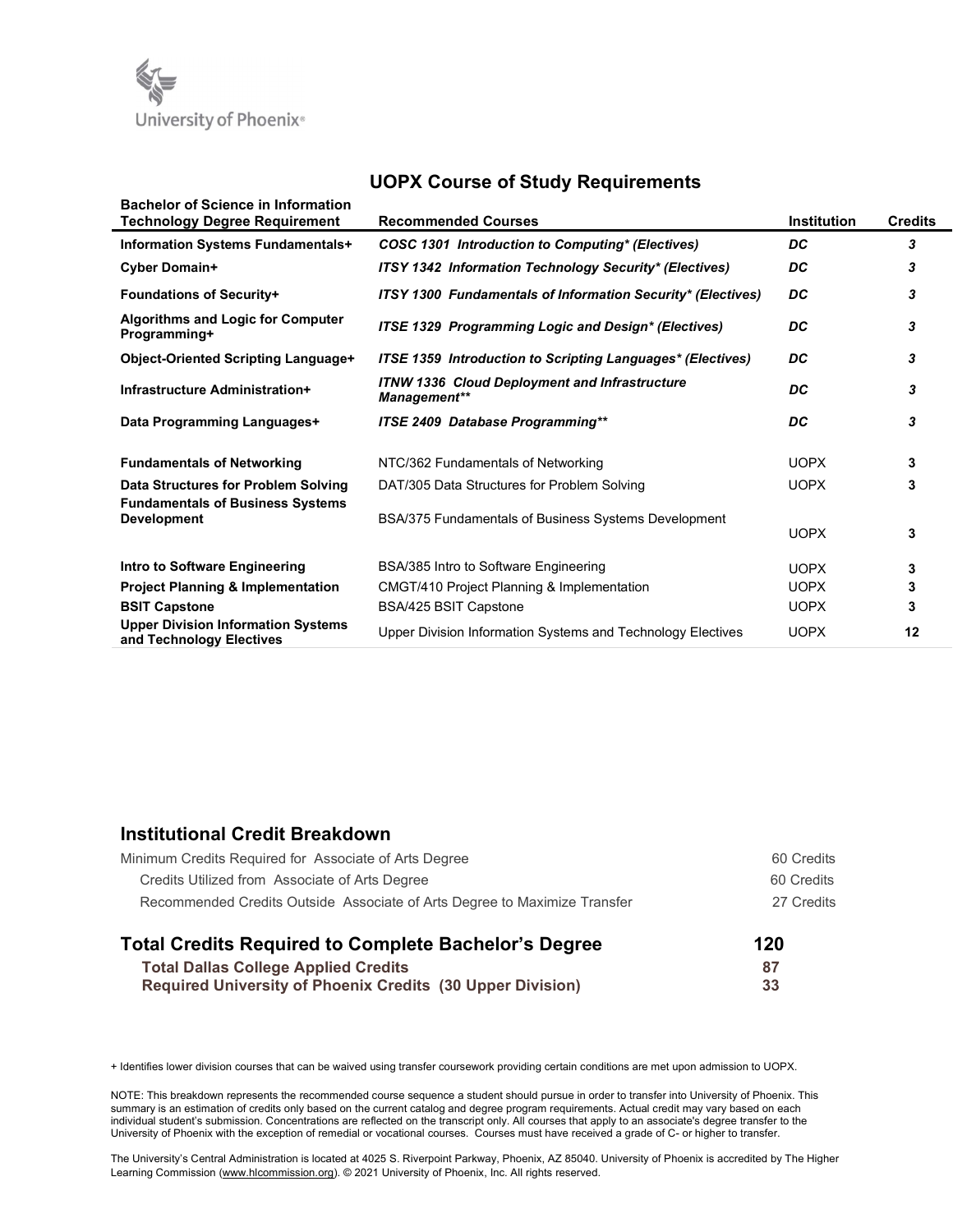University of Phoenix®

## UOPX Course of Study Requirements

| Bachelor of Science in Information Technology Degree Requirement | Recommended Courses | Institution | Credits |
|---|---|---|---|
| **Information Systems Fundamentals+** | ***COSC 1301 Introduction to Computing* (Electives)*** | ***DC*** | ***3*** |
| **Cyber Domain+** | ***ITSY 1342 Information Technology Security* (Electives)*** | ***DC*** | ***3*** |
| **Foundations of Security+** | ***ITSY 1300 Fundamentals of Information Security* (Electives)*** | ***DC*** | ***3*** |
| **Algorithms and Logic for Computer Programming+** | ***ITSE 1329 Programming Logic and Design* (Electives)*** | ***DC*** | ***3*** |
| **Object-Oriented Scripting Language+** | ***ITSE 1359 Introduction to Scripting Languages* (Electives)*** | ***DC*** | ***3*** |
| **Infrastructure Administration+** | ***ITNW 1336 Cloud Deployment and Infrastructure Management**** | ***DC*** | ***3*** |
| **Data Programming Languages+** | ***ITSE 2409 Database Programming**** | ***DC*** | ***3*** |
| **Fundamentals of Networking** | NTC/362 Fundamentals of Networking | UOPX | **3** |
| **Data Structures for Problem Solving** | DAT/305 Data Structures for Problem Solving | UOPX | **3** |
| **Fundamentals of Business Systems Development** | BSA/375 Fundamentals of Business Systems Development | UOPX | **3** |
| **Intro to Software Engineering** | BSA/385 Intro to Software Engineering | UOPX | **3** |
| **Project Planning & Implementation** | CMGT/410 Project Planning & Implementation | UOPX | **3** |
| **BSIT Capstone** | BSA/425 BSIT Capstone | UOPX | **3** |
| **Upper Division Information Systems and Technology Electives** | Upper Division Information Systems and Technology Electives | UOPX | **12** |

## Institutional Credit Breakdown

| | |
|---|---|
| Minimum Credits Required for Associate of Arts Degree | 60 Credits |
| Credits Utilized from Associate of Arts Degree | 60 Credits |
| Recommended Credits Outside Associate of Arts Degree to Maximize Transfer | 27 Credits |

| | |
|---|---|
| **Total Credits Required to Complete Bachelor's Degree** | **120** |
| **Total Dallas College Applied Credits** | **87** |
| **Required University of Phoenix Credits (30 Upper Division)** | **33** |

+ Identifies lower division courses that can be waived using transfer coursework providing certain conditions are met upon admission to UOPX.

NOTE: This breakdown represents the recommended course sequence a student should pursue in order to transfer into University of Phoenix. This summary is an estimation of credits only based on the current catalog and degree program requirements. Actual credit may vary based on each individual student's submission. Concentrations are reflected on the transcript only. All courses that apply to an associate's degree transfer to the University of Phoenix with the exception of remedial or vocational courses. Courses must have received a grade of C- or higher to transfer.

The University's Central Administration is located at 4025 S. Riverpoint Parkway, Phoenix, AZ 85040. University of Phoenix is accredited by The Higher Learning Commission (www.hlcommission.org). © 2021 University of Phoenix, Inc. All rights reserved.